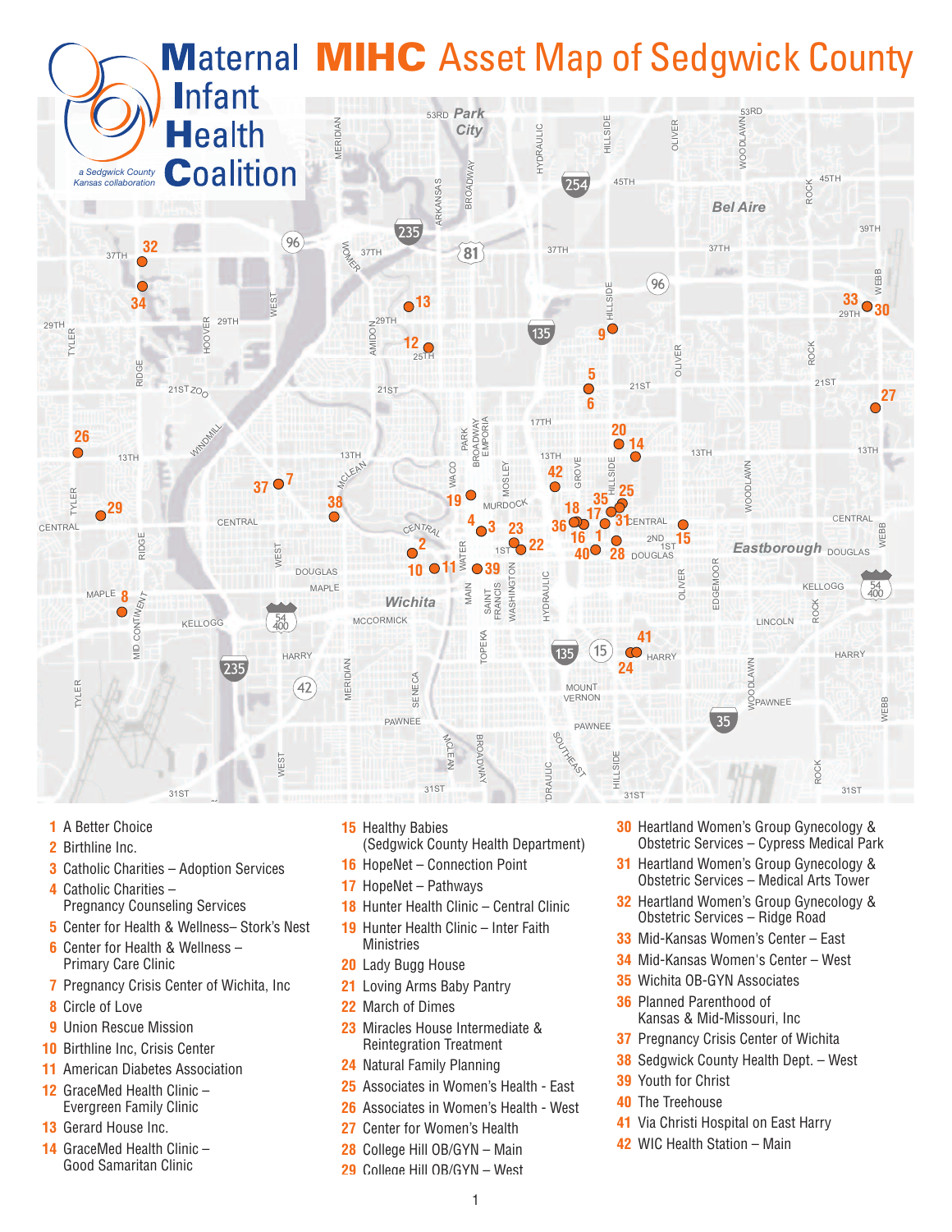# MIHC Asset Map of Sedgwick County

Maternal Infant Health Coalition — a Sedgwick County Kansas collaboration

1. A Better Choice
2. Birthline Inc.
3. Catholic Charities – Adoption Services
4. Catholic Charities – Pregnancy Counseling Services
5. Center for Health & Wellness– Stork's Nest
6. Center for Health & Wellness – Primary Care Clinic
7. Pregnancy Crisis Center of Wichita, Inc
8. Circle of Love
9. Union Rescue Mission
10. Birthline Inc, Crisis Center
11. American Diabetes Association
12. GraceMed Health Clinic – Evergreen Family Clinic
13. Gerard House Inc.
14. GraceMed Health Clinic – Good Samaritan Clinic
15. Healthy Babies (Sedgwick County Health Department)
16. HopeNet – Connection Point
17. HopeNet – Pathways
18. Hunter Health Clinic – Central Clinic
19. Hunter Health Clinic – Inter Faith Ministries
20. Lady Bugg House
21. Loving Arms Baby Pantry
22. March of Dimes
23. Miracles House Intermediate & Reintegration Treatment
24. Natural Family Planning
25. Associates in Women's Health - East
26. Associates in Women's Health - West
27. Center for Women's Health
28. College Hill OB/GYN – Main
29. College Hill OB/GYN – West
30. Heartland Women's Group Gynecology & Obstetric Services – Cypress Medical Park
31. Heartland Women's Group Gynecology & Obstetric Services – Medical Arts Tower
32. Heartland Women's Group Gynecology & Obstetric Services – Ridge Road
33. Mid-Kansas Women's Center – East
34. Mid-Kansas Women's Center – West
35. Wichita OB-GYN Associates
36. Planned Parenthood of Kansas & Mid-Missouri, Inc
37. Pregnancy Crisis Center of Wichita
38. Sedgwick County Health Dept. – West
39. Youth for Christ
40. The Treehouse
41. Via Christi Hospital on East Harry
42. WIC Health Station – Main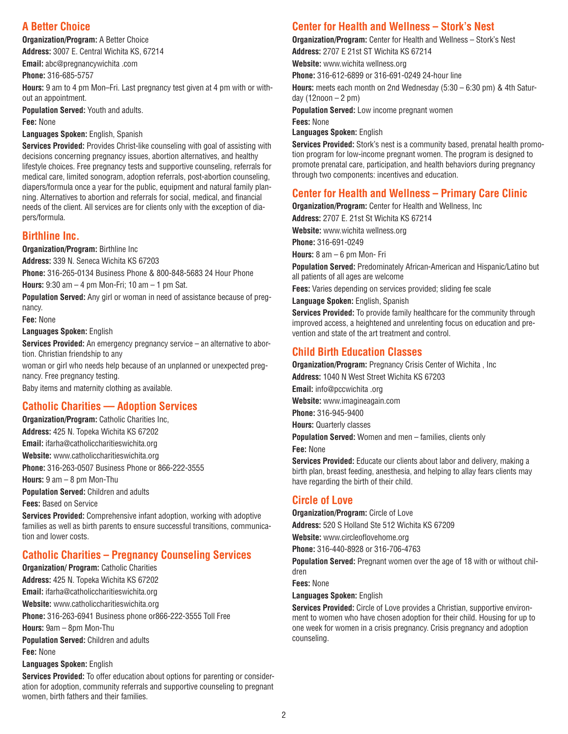## A Better Choice

**Organization/Program:** A Better Choice

**Address:** 3007 E. Central Wichita KS, 67214

**Email:** abc@pregnancywichita .com

**Phone:** 316-685-5757

**Hours:** 9 am to 4 pm Mon–Fri. Last pregnancy test given at 4 pm with or without an appointment.

**Population Served:** Youth and adults.

**Fee:** None

**Languages Spoken:** English, Spanish

**Services Provided:** Provides Christ-like counseling with goal of assisting with decisions concerning pregnancy issues, abortion alternatives, and healthy lifestyle choices. Free pregnancy tests and supportive counseling, referrals for medical care, limited sonogram, adoption referrals, post-abortion counseling, diapers/formula once a year for the public, equipment and natural family planning. Alternatives to abortion and referrals for social, medical, and financial needs of the client. All services are for clients only with the exception of diapers/formula.

## Birthline Inc.

**Organization/Program:** Birthline Inc

**Address:** 339 N. Seneca Wichita KS 67203

**Phone:** 316-265-0134 Business Phone & 800-848-5683 24 Hour Phone

**Hours:** 9:30 am – 4 pm Mon-Fri; 10 am – 1 pm Sat.

**Population Served:** Any girl or woman in need of assistance because of pregnancy.

**Fee:** None

**Languages Spoken:** English

**Services Provided:** An emergency pregnancy service – an alternative to abortion. Christian friendship to any

woman or girl who needs help because of an unplanned or unexpected pregnancy. Free pregnancy testing.

Baby items and maternity clothing as available.

## Catholic Charities — Adoption Services

**Organization/Program:** Catholic Charities Inc,

**Address:** 425 N. Topeka Wichita KS 67202

**Email:** ifarha@catholiccharitieswichita.org

**Website:** www.catholiccharitieswichita.org

**Phone:** 316-263-0507 Business Phone or 866-222-3555

**Hours:** 9 am – 8 pm Mon-Thu

**Population Served:** Children and adults

**Fees:** Based on Service

**Services Provided:** Comprehensive infant adoption, working with adoptive families as well as birth parents to ensure successful transitions, communication and lower costs.

## Catholic Charities – Pregnancy Counseling Services

**Organization/ Program:** Catholic Charities

**Address:** 425 N. Topeka Wichita KS 67202

**Email:** ifarha@catholiccharitieswichita.org

**Website:** www.catholiccharitieswichita.org

**Phone:** 316-263-6941 Business phone or866-222-3555 Toll Free

**Hours:** 9am – 8pm Mon-Thu

**Population Served:** Children and adults

**Fee:** None

**Languages Spoken:** English

**Services Provided:** To offer education about options for parenting or consideration for adoption, community referrals and supportive counseling to pregnant women, birth fathers and their families.

## Center for Health and Wellness – Stork's Nest

**Organization/Program:** Center for Health and Wellness – Stork's Nest

**Address:** 2707 E 21st ST Wichita KS 67214

**Website:** www.wichita wellness.org

**Phone:** 316-612-6899 or 316-691-0249 24-hour line

**Hours:** meets each month on 2nd Wednesday (5:30 – 6:30 pm) & 4th Saturday (12noon – 2 pm)

**Population Served:** Low income pregnant women

**Fees:** None

**Languages Spoken:** English

**Services Provided:** Stork's nest is a community based, prenatal health promotion program for low-income pregnant women. The program is designed to promote prenatal care, participation, and health behaviors during pregnancy through two components: incentives and education.

## Center for Health and Wellness – Primary Care Clinic

**Organization/Program:** Center for Health and Wellness, Inc

**Address:** 2707 E. 21st St Wichita KS 67214

**Website:** www.wichita wellness.org

**Phone:** 316-691-0249

**Hours:** 8 am – 6 pm Mon- Fri

**Population Served:** Predominately African-American and Hispanic/Latino but all patients of all ages are welcome

**Fees:** Varies depending on services provided; sliding fee scale

**Language Spoken:** English, Spanish

**Services Provided:** To provide family healthcare for the community through improved access, a heightened and unrelenting focus on education and prevention and state of the art treatment and control.

## Child Birth Education Classes

**Organization/Program:** Pregnancy Crisis Center of Wichita , Inc

**Address:** 1040 N West Street Wichita KS 67203

**Email:** info@pccwichita .org

**Website:** www.imagineagain.com

**Phone:** 316-945-9400

**Hours:** Quarterly classes

**Population Served:** Women and men – families, clients only

**Fee:** None

**Services Provided:** Educate our clients about labor and delivery, making a birth plan, breast feeding, anesthesia, and helping to allay fears clients may have regarding the birth of their child.

## Circle of Love

**Organization/Program:** Circle of Love

**Address:** 520 S Holland Ste 512 Wichita KS 67209

**Website:** www.circleoflovehome.org

**Phone:** 316-440-8928 or 316-706-4763

**Population Served:** Pregnant women over the age of 18 with or without children

**Fees:** None

**Languages Spoken:** English

**Services Provided:** Circle of Love provides a Christian, supportive environment to women who have chosen adoption for their child. Housing for up to one week for women in a crisis pregnancy. Crisis pregnancy and adoption counseling.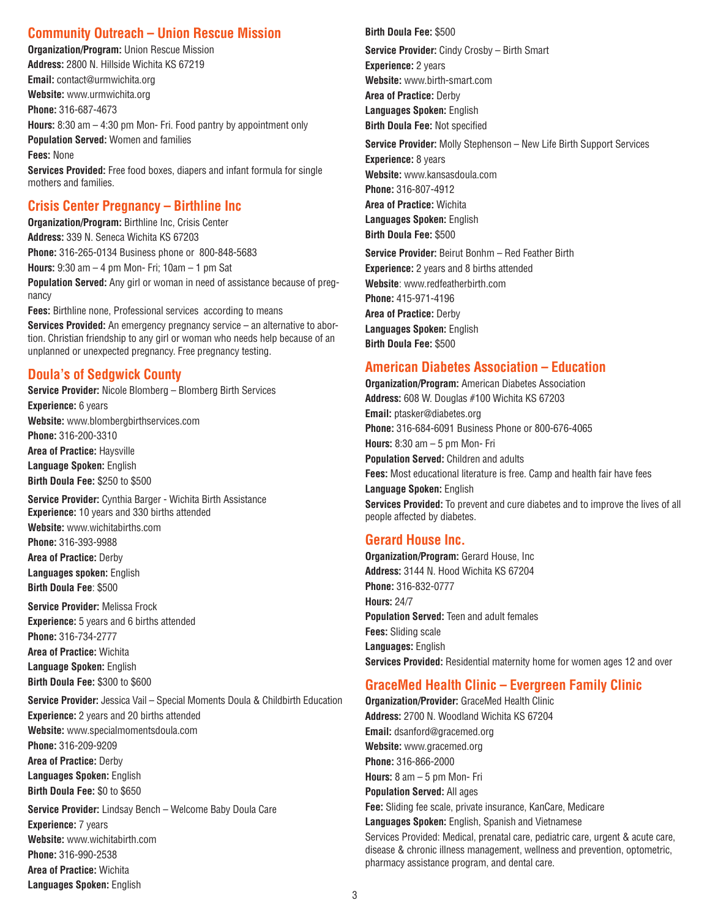## Community Outreach – Union Rescue Mission

**Organization/Program:** Union Rescue Mission
**Address:** 2800 N. Hillside Wichita KS 67219
**Email:** contact@urmwichita.org
**Website:** www.urmwichita.org
**Phone:** 316-687-4673
**Hours:** 8:30 am – 4:30 pm Mon- Fri. Food pantry by appointment only
**Population Served:** Women and families
**Fees:** None
**Services Provided:** Free food boxes, diapers and infant formula for single mothers and families.

## Crisis Center Pregnancy – Birthline Inc

**Organization/Program:** Birthline Inc, Crisis Center
**Address:** 339 N. Seneca Wichita KS 67203
**Phone:** 316-265-0134 Business phone or 800-848-5683
**Hours:** 9:30 am – 4 pm Mon- Fri; 10am – 1 pm Sat
**Population Served:** Any girl or woman in need of assistance because of pregnancy
**Fees:** Birthline none, Professional services according to means
**Services Provided:** An emergency pregnancy service – an alternative to abortion. Christian friendship to any girl or woman who needs help because of an unplanned or unexpected pregnancy. Free pregnancy testing.

## Doula's of Sedgwick County

**Service Provider:** Nicole Blomberg – Blomberg Birth Services
**Experience:** 6 years
**Website:** www.blombergbirthservices.com
**Phone:** 316-200-3310
**Area of Practice:** Haysville
**Language Spoken:** English
**Birth Doula Fee:** $250 to $500

**Service Provider:** Cynthia Barger - Wichita Birth Assistance
**Experience:** 10 years and 330 births attended
**Website:** www.wichitabirths.com
**Phone:** 316-393-9988
**Area of Practice:** Derby
**Languages spoken:** English
**Birth Doula Fee**: $500

**Service Provider:** Melissa Frock
**Experience:** 5 years and 6 births attended
**Phone:** 316-734-2777
**Area of Practice:** Wichita
**Language Spoken:** English
**Birth Doula Fee:** $300 to $600

**Service Provider:** Jessica Vail – Special Moments Doula & Childbirth Education
**Experience:** 2 years and 20 births attended
**Website:** www.specialmomentsdoula.com
**Phone:** 316-209-9209
**Area of Practice:** Derby
**Languages Spoken:** English
**Birth Doula Fee:** $0 to $650

**Service Provider:** Lindsay Bench – Welcome Baby Doula Care
**Experience:** 7 years
**Website:** www.wichitabirth.com
**Phone:** 316-990-2538
**Area of Practice:** Wichita
**Languages Spoken:** English
**Birth Doula Fee:** $500

**Service Provider:** Cindy Crosby – Birth Smart
**Experience:** 2 years
**Website:** www.birth-smart.com
**Area of Practice:** Derby
**Languages Spoken:** English
**Birth Doula Fee:** Not specified

**Service Provider:** Molly Stephenson – New Life Birth Support Services
**Experience:** 8 years
**Website:** www.kansasdoula.com
**Phone:** 316-807-4912
**Area of Practice:** Wichita
**Languages Spoken:** English
**Birth Doula Fee:** $500

**Service Provider:** Beirut Bonhm – Red Feather Birth
**Experience:** 2 years and 8 births attended
**Website**: www.redfeatherbirth.com
**Phone:** 415-971-4196
**Area of Practice:** Derby
**Languages Spoken:** English
**Birth Doula Fee:** $500

## American Diabetes Association – Education

**Organization/Program:** American Diabetes Association
**Address:** 608 W. Douglas #100 Wichita KS 67203
**Email:** ptasker@diabetes.org
**Phone:** 316-684-6091 Business Phone or 800-676-4065
**Hours:** 8:30 am – 5 pm Mon- Fri
**Population Served:** Children and adults
**Fees:** Most educational literature is free. Camp and health fair have fees
**Language Spoken:** English
**Services Provided:** To prevent and cure diabetes and to improve the lives of all people affected by diabetes.

## Gerard House Inc.

**Organization/Program:** Gerard House, Inc
**Address:** 3144 N. Hood Wichita KS 67204
**Phone:** 316-832-0777
**Hours:** 24/7
**Population Served:** Teen and adult females
**Fees:** Sliding scale
**Languages:** English
**Services Provided:** Residential maternity home for women ages 12 and over

## GraceMed Health Clinic – Evergreen Family Clinic

**Organization/Provider:** GraceMed Health Clinic
**Address:** 2700 N. Woodland Wichita KS 67204
**Email:** dsanford@gracemed.org
**Website:** www.gracemed.org
**Phone:** 316-866-2000
**Hours:** 8 am – 5 pm Mon- Fri
**Population Served:** All ages
**Fee:** Sliding fee scale, private insurance, KanCare, Medicare
**Languages Spoken:** English, Spanish and Vietnamese
Services Provided: Medical, prenatal care, pediatric care, urgent & acute care, disease & chronic illness management, wellness and prevention, optometric, pharmacy assistance program, and dental care.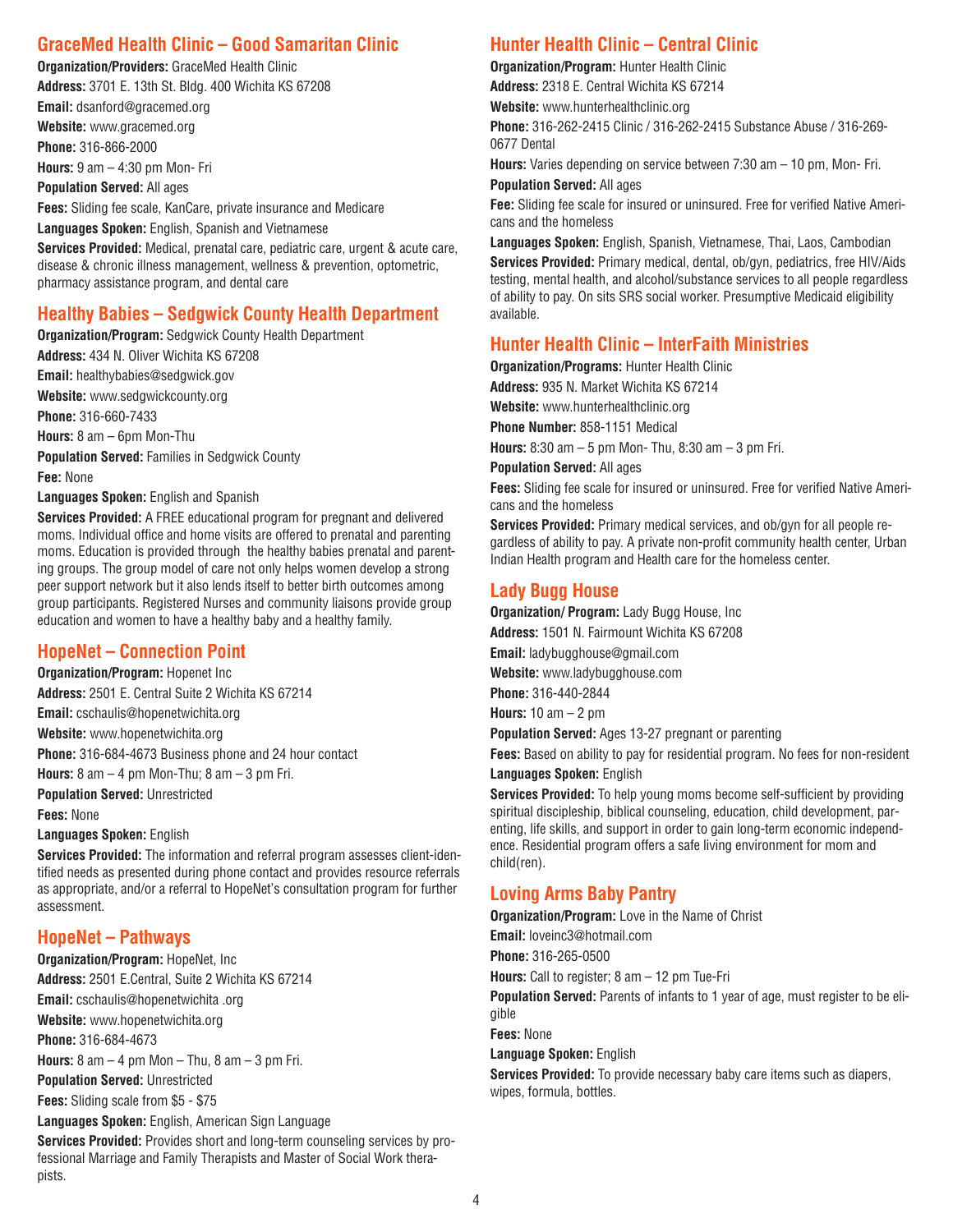## GraceMed Health Clinic – Good Samaritan Clinic

**Organization/Providers:** GraceMed Health Clinic

**Address:** 3701 E. 13th St. Bldg. 400 Wichita KS 67208

**Email:** dsanford@gracemed.org

**Website:** www.gracemed.org

**Phone:** 316-866-2000

**Hours:** 9 am – 4:30 pm Mon- Fri

**Population Served:** All ages

**Fees:** Sliding fee scale, KanCare, private insurance and Medicare

**Languages Spoken:** English, Spanish and Vietnamese

**Services Provided:** Medical, prenatal care, pediatric care, urgent & acute care, disease & chronic illness management, wellness & prevention, optometric, pharmacy assistance program, and dental care

## Healthy Babies – Sedgwick County Health Department

**Organization/Program:** Sedgwick County Health Department

**Address:** 434 N. Oliver Wichita KS 67208

**Email:** healthybabies@sedgwick.gov

**Website:** www.sedgwickcounty.org

**Phone:** 316-660-7433

**Hours:** 8 am – 6pm Mon-Thu

**Population Served:** Families in Sedgwick County

**Fee:** None

**Languages Spoken:** English and Spanish

**Services Provided:** A FREE educational program for pregnant and delivered moms. Individual office and home visits are offered to prenatal and parenting moms. Education is provided through the healthy babies prenatal and parenting groups. The group model of care not only helps women develop a strong peer support network but it also lends itself to better birth outcomes among group participants. Registered Nurses and community liaisons provide group education and women to have a healthy baby and a healthy family.

## HopeNet – Connection Point

**Organization/Program:** Hopenet Inc

**Address:** 2501 E. Central Suite 2 Wichita KS 67214

**Email:** cschaulis@hopenetwichita.org

**Website:** www.hopenetwichita.org

**Phone:** 316-684-4673 Business phone and 24 hour contact

**Hours:** 8 am – 4 pm Mon-Thu; 8 am – 3 pm Fri.

**Population Served:** Unrestricted

**Fees:** None

**Languages Spoken:** English

**Services Provided:** The information and referral program assesses client-identified needs as presented during phone contact and provides resource referrals as appropriate, and/or a referral to HopeNet's consultation program for further assessment.

## HopeNet – Pathways

**Organization/Program:** HopeNet, Inc

**Address:** 2501 E.Central, Suite 2 Wichita KS 67214

**Email:** cschaulis@hopenetwichita .org

**Website:** www.hopenetwichita.org

**Phone:** 316-684-4673

**Hours:** 8 am – 4 pm Mon – Thu, 8 am – 3 pm Fri.

**Population Served:** Unrestricted

**Fees:** Sliding scale from $5 - $75

**Languages Spoken:** English, American Sign Language

**Services Provided:** Provides short and long-term counseling services by professional Marriage and Family Therapists and Master of Social Work therapists.

## Hunter Health Clinic – Central Clinic

**Organization/Program:** Hunter Health Clinic

**Address:** 2318 E. Central Wichita KS 67214

**Website:** www.hunterhealthclinic.org

**Phone:** 316-262-2415 Clinic / 316-262-2415 Substance Abuse / 316-269-0677 Dental

**Hours:** Varies depending on service between 7:30 am – 10 pm, Mon- Fri.

**Population Served:** All ages

**Fee:** Sliding fee scale for insured or uninsured. Free for verified Native Americans and the homeless

**Languages Spoken:** English, Spanish, Vietnamese, Thai, Laos, Cambodian

**Services Provided:** Primary medical, dental, ob/gyn, pediatrics, free HIV/Aids testing, mental health, and alcohol/substance services to all people regardless of ability to pay. On sits SRS social worker. Presumptive Medicaid eligibility available.

## Hunter Health Clinic – InterFaith Ministries

**Organization/Programs:** Hunter Health Clinic

**Address:** 935 N. Market Wichita KS 67214

**Website:** www.hunterhealthclinic.org

**Phone Number:** 858-1151 Medical

**Hours:** 8:30 am – 5 pm Mon- Thu, 8:30 am – 3 pm Fri.

**Population Served:** All ages

**Fees:** Sliding fee scale for insured or uninsured. Free for verified Native Americans and the homeless

**Services Provided:** Primary medical services, and ob/gyn for all people regardless of ability to pay. A private non-profit community health center, Urban Indian Health program and Health care for the homeless center.

## Lady Bugg House

**Organization/ Program:** Lady Bugg House, Inc

**Address:** 1501 N. Fairmount Wichita KS 67208

**Email:** ladybugghouse@gmail.com

**Website:** www.ladybugghouse.com

**Phone:** 316-440-2844

**Hours:** 10 am – 2 pm

**Population Served:** Ages 13-27 pregnant or parenting

**Fees:** Based on ability to pay for residential program. No fees for non-resident

**Languages Spoken:** English

**Services Provided:** To help young moms become self-sufficient by providing spiritual discipleship, biblical counseling, education, child development, parenting, life skills, and support in order to gain long-term economic independence. Residential program offers a safe living environment for mom and child(ren).

## Loving Arms Baby Pantry

**Organization/Program:** Love in the Name of Christ

**Email:** loveinc3@hotmail.com

**Phone:** 316-265-0500

**Hours:** Call to register; 8 am – 12 pm Tue-Fri

**Population Served:** Parents of infants to 1 year of age, must register to be eligible

**Fees:** None

**Language Spoken:** English

**Services Provided:** To provide necessary baby care items such as diapers, wipes, formula, bottles.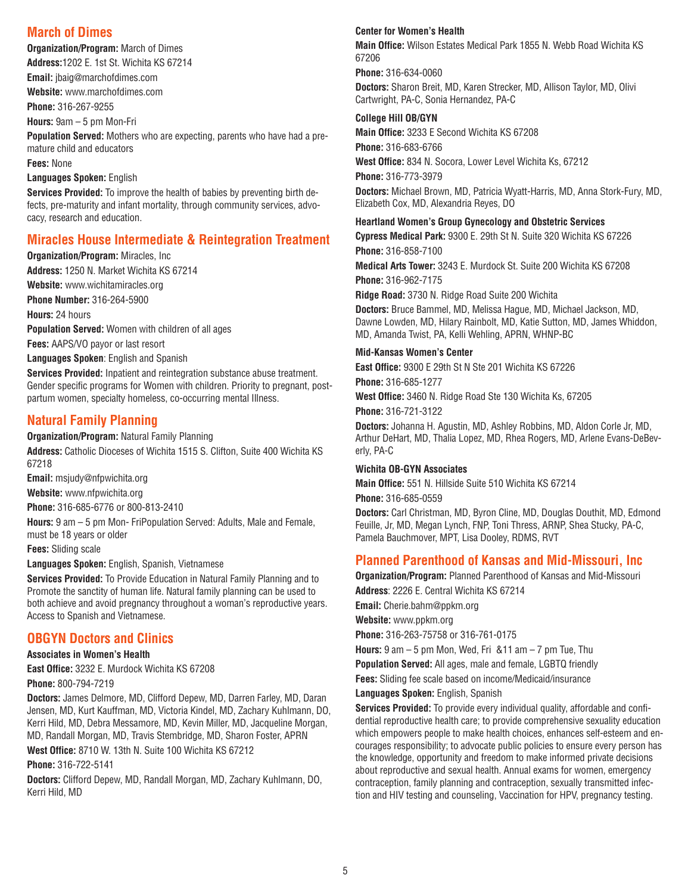## March of Dimes

**Organization/Program:** March of Dimes

**Address:**1202 E. 1st St. Wichita KS 67214

**Email:** jbaig@marchofdimes.com

**Website:** www.marchofdimes.com

**Phone:** 316-267-9255

**Hours:** 9am – 5 pm Mon-Fri

**Population Served:** Mothers who are expecting, parents who have had a premature child and educators

**Fees:** None

**Languages Spoken:** English

**Services Provided:** To improve the health of babies by preventing birth defects, pre-maturity and infant mortality, through community services, advocacy, research and education.

## Miracles House Intermediate & Reintegration Treatment

**Organization/Program:** Miracles, Inc

**Address:** 1250 N. Market Wichita KS 67214

**Website:** www.wichitamiracles.org

**Phone Number:** 316-264-5900

**Hours:** 24 hours

**Population Served:** Women with children of all ages

**Fees:** AAPS/VO payor or last resort

**Languages Spoken**: English and Spanish

**Services Provided:** Inpatient and reintegration substance abuse treatment. Gender specific programs for Women with children. Priority to pregnant, postpartum women, specialty homeless, co-occurring mental Illness.

## Natural Family Planning

**Organization/Program:** Natural Family Planning

**Address:** Catholic Dioceses of Wichita 1515 S. Clifton, Suite 400 Wichita KS 67218

**Email:** msjudy@nfpwichita.org

**Website:** www.nfpwichita.org

**Phone:** 316-685-6776 or 800-813-2410

**Hours:** 9 am – 5 pm Mon- FriPopulation Served: Adults, Male and Female, must be 18 years or older

**Fees:** Sliding scale

**Languages Spoken:** English, Spanish, Vietnamese

**Services Provided:** To Provide Education in Natural Family Planning and to Promote the sanctity of human life. Natural family planning can be used to both achieve and avoid pregnancy throughout a woman's reproductive years. Access to Spanish and Vietnamese.

## OBGYN Doctors and Clinics

**Associates in Women's Health**

**East Office:** 3232 E. Murdock Wichita KS 67208

**Phone:** 800-794-7219

**Doctors:** James Delmore, MD, Clifford Depew, MD, Darren Farley, MD, Daran Jensen, MD, Kurt Kauffman, MD, Victoria Kindel, MD, Zachary Kuhlmann, DO, Kerri Hild, MD, Debra Messamore, MD, Kevin Miller, MD, Jacqueline Morgan, MD, Randall Morgan, MD, Travis Stembridge, MD, Sharon Foster, APRN

**West Office:** 8710 W. 13th N. Suite 100 Wichita KS 67212

**Phone:** 316-722-5141

**Doctors:** Clifford Depew, MD, Randall Morgan, MD, Zachary Kuhlmann, DO, Kerri Hild, MD

**Center for Women's Health**

**Main Office:** Wilson Estates Medical Park 1855 N. Webb Road Wichita KS 67206

**Phone:** 316-634-0060

**Doctors:** Sharon Breit, MD, Karen Strecker, MD, Allison Taylor, MD, Olivi Cartwright, PA-C, Sonia Hernandez, PA-C

**College Hill OB/GYN**

**Main Office:** 3233 E Second Wichita KS 67208

**Phone:** 316-683-6766

**West Office:** 834 N. Socora, Lower Level Wichita Ks, 67212

**Phone:** 316-773-3979

**Doctors:** Michael Brown, MD, Patricia Wyatt-Harris, MD, Anna Stork-Fury, MD, Elizabeth Cox, MD, Alexandria Reyes, DO

**Heartland Women's Group Gynecology and Obstetric Services**

**Cypress Medical Park:** 9300 E. 29th St N. Suite 320 Wichita KS 67226

**Phone:** 316-858-7100

**Medical Arts Tower:** 3243 E. Murdock St. Suite 200 Wichita KS 67208

**Phone:** 316-962-7175

**Ridge Road:** 3730 N. Ridge Road Suite 200 Wichita

**Doctors:** Bruce Bammel, MD, Melissa Hague, MD, Michael Jackson, MD, Dawne Lowden, MD, Hilary Rainbolt, MD, Katie Sutton, MD, James Whiddon, MD, Amanda Twist, PA, Kelli Wehling, APRN, WHNP-BC

**Mid-Kansas Women's Center**

**East Office:** 9300 E 29th St N Ste 201 Wichita KS 67226

**Phone:** 316-685-1277

**West Office:** 3460 N. Ridge Road Ste 130 Wichita Ks, 67205

**Phone:** 316-721-3122

**Doctors:** Johanna H. Agustin, MD, Ashley Robbins, MD, Aldon Corle Jr, MD, Arthur DeHart, MD, Thalia Lopez, MD, Rhea Rogers, MD, Arlene Evans-DeBeverly, PA-C

**Wichita OB-GYN Associates**

**Main Office:** 551 N. Hillside Suite 510 Wichita KS 67214

**Phone:** 316-685-0559

**Doctors:** Carl Christman, MD, Byron Cline, MD, Douglas Douthit, MD, Edmond Feuille, Jr, MD, Megan Lynch, FNP, Toni Thress, ARNP, Shea Stucky, PA-C, Pamela Bauchmover, MPT, Lisa Dooley, RDMS, RVT

## Planned Parenthood of Kansas and Mid-Missouri, Inc

**Organization/Program:** Planned Parenthood of Kansas and Mid-Missouri

**Address**: 2226 E. Central Wichita KS 67214

**Email:** Cherie.bahm@ppkm.org

**Website:** www.ppkm.org

**Phone:** 316-263-75758 or 316-761-0175

**Hours:** 9 am – 5 pm Mon, Wed, Fri &11 am – 7 pm Tue, Thu

**Population Served:** All ages, male and female, LGBTQ friendly

**Fees:** Sliding fee scale based on income/Medicaid/insurance

**Languages Spoken:** English, Spanish

**Services Provided:** To provide every individual quality, affordable and confidential reproductive health care; to provide comprehensive sexuality education which empowers people to make health choices, enhances self-esteem and encourages responsibility; to advocate public policies to ensure every person has the knowledge, opportunity and freedom to make informed private decisions about reproductive and sexual health. Annual exams for women, emergency contraception, family planning and contraception, sexually transmitted infection and HIV testing and counseling, Vaccination for HPV, pregnancy testing.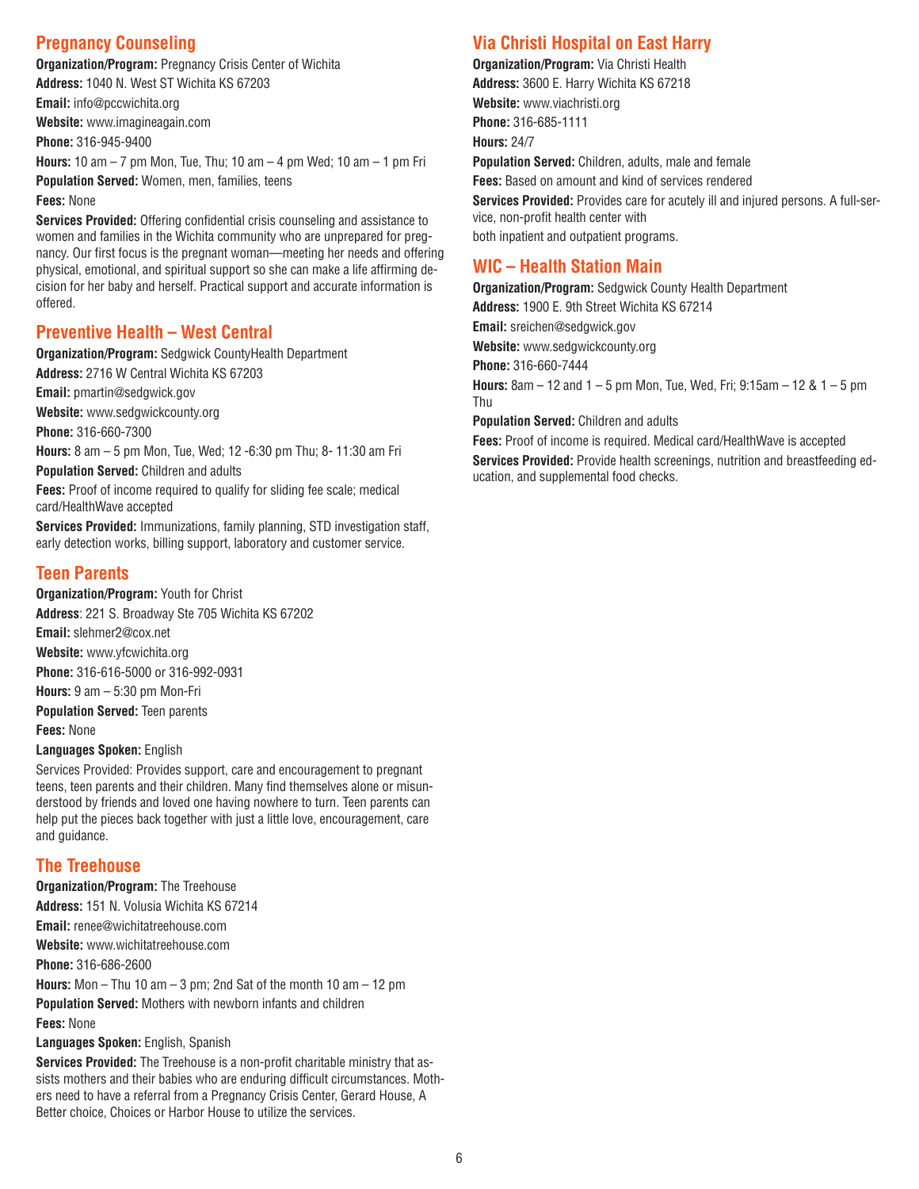## Pregnancy Counseling

**Organization/Program:** Pregnancy Crisis Center of Wichita

**Address:** 1040 N. West ST Wichita KS 67203

**Email:** info@pccwichita.org

**Website:** www.imagineagain.com

**Phone:** 316-945-9400

**Hours:** 10 am – 7 pm Mon, Tue, Thu; 10 am – 4 pm Wed; 10 am – 1 pm Fri

**Population Served:** Women, men, families, teens

**Fees:** None

**Services Provided:** Offering confidential crisis counseling and assistance to women and families in the Wichita community who are unprepared for pregnancy. Our first focus is the pregnant woman—meeting her needs and offering physical, emotional, and spiritual support so she can make a life affirming decision for her baby and herself. Practical support and accurate information is offered.

## Preventive Health – West Central

**Organization/Program:** Sedgwick CountyHealth Department

**Address:** 2716 W Central Wichita KS 67203

**Email:** pmartin@sedgwick.gov

**Website:** www.sedgwickcounty.org

**Phone:** 316-660-7300

**Hours:** 8 am – 5 pm Mon, Tue, Wed; 12 -6:30 pm Thu; 8- 11:30 am Fri

**Population Served:** Children and adults

**Fees:** Proof of income required to qualify for sliding fee scale; medical card/HealthWave accepted

**Services Provided:** Immunizations, family planning, STD investigation staff, early detection works, billing support, laboratory and customer service.

## Teen Parents

**Organization/Program:** Youth for Christ

**Address**: 221 S. Broadway Ste 705 Wichita KS 67202

**Email:** slehmer2@cox.net

**Website:** www.yfcwichita.org

**Phone:** 316-616-5000 or 316-992-0931

**Hours:** 9 am – 5:30 pm Mon-Fri

**Population Served:** Teen parents

**Fees:** None

**Languages Spoken:** English

Services Provided: Provides support, care and encouragement to pregnant teens, teen parents and their children. Many find themselves alone or misunderstood by friends and loved one having nowhere to turn. Teen parents can help put the pieces back together with just a little love, encouragement, care and guidance.

## The Treehouse

**Organization/Program:** The Treehouse

**Address:** 151 N. Volusia Wichita KS 67214

**Email:** renee@wichitatreehouse.com

**Website:** www.wichitatreehouse.com

**Phone:** 316-686-2600

**Hours:** Mon – Thu 10 am – 3 pm; 2nd Sat of the month 10 am – 12 pm

**Population Served:** Mothers with newborn infants and children

**Fees:** None

**Languages Spoken:** English, Spanish

**Services Provided:** The Treehouse is a non-profit charitable ministry that assists mothers and their babies who are enduring difficult circumstances. Mothers need to have a referral from a Pregnancy Crisis Center, Gerard House, A Better choice, Choices or Harbor House to utilize the services.

## Via Christi Hospital on East Harry

**Organization/Program:** Via Christi Health

**Address:** 3600 E. Harry Wichita KS 67218

**Website:** www.viachristi.org

**Phone:** 316-685-1111

**Hours:** 24/7

**Population Served:** Children, adults, male and female

**Fees:** Based on amount and kind of services rendered

**Services Provided:** Provides care for acutely ill and injured persons. A full-service, non-profit health center with both inpatient and outpatient programs.

## WIC – Health Station Main

**Organization/Program:** Sedgwick County Health Department

**Address:** 1900 E. 9th Street Wichita KS 67214

**Email:** sreichen@sedgwick.gov

**Website:** www.sedgwickcounty.org

**Phone:** 316-660-7444

**Hours:** 8am – 12 and 1 – 5 pm Mon, Tue, Wed, Fri; 9:15am – 12 & 1 – 5 pm Thu

**Population Served:** Children and adults

**Fees:** Proof of income is required. Medical card/HealthWave is accepted

**Services Provided:** Provide health screenings, nutrition and breastfeeding education, and supplemental food checks.